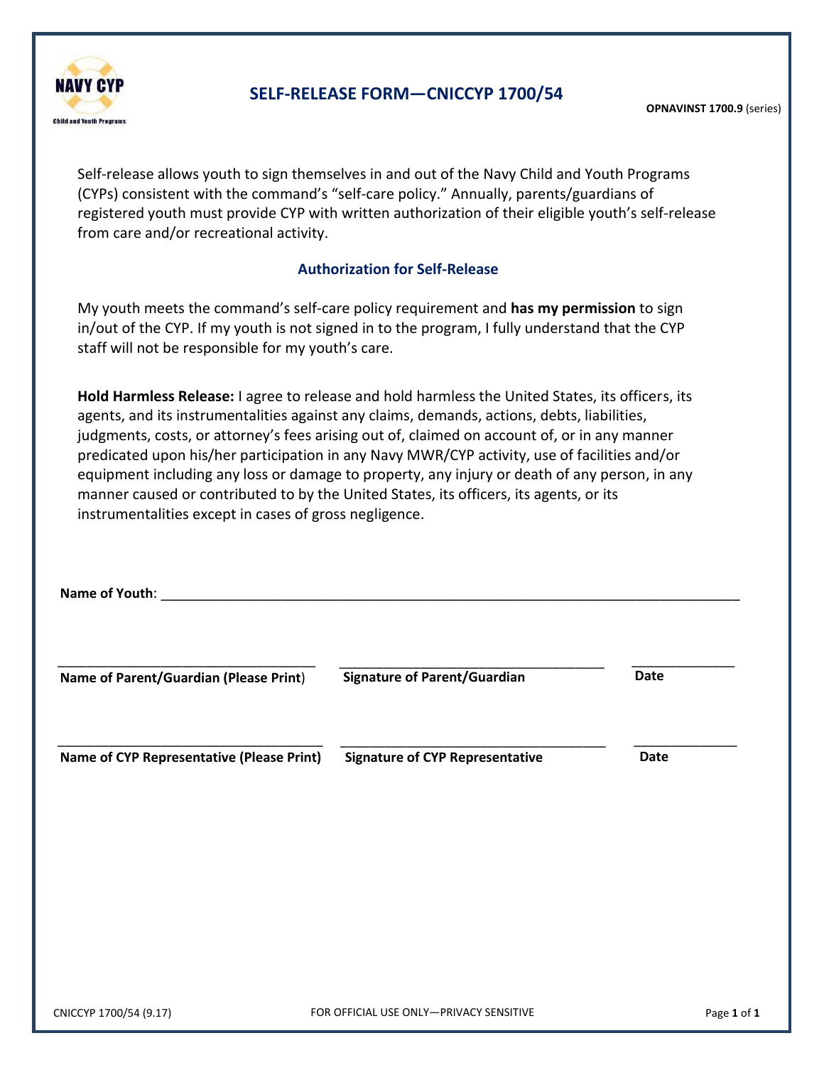# SELF-RELEASE FORM—CNICCYP 1700/54

**OPNAVINST 1700.9** (series)

Self-release allows youth to sign themselves in and out of the Navy Child and Youth Programs (CYPs) consistent with the command's "self-care policy." Annually, parents/guardians of registered youth must provide CYP with written authorization of their eligible youth's self-release from care and/or recreational activity.

## Authorization for Self-Release

My youth meets the command's self-care policy requirement and **has my permission** to sign in/out of the CYP. If my youth is not signed in to the program, I fully understand that the CYP staff will not be responsible for my youth's care.

**Hold Harmless Release:** I agree to release and hold harmless the United States, its officers, its agents, and its instrumentalities against any claims, demands, actions, debts, liabilities, judgments, costs, or attorney's fees arising out of, claimed on account of, or in any manner predicated upon his/her participation in any Navy MWR/CYP activity, use of facilities and/or equipment including any loss or damage to property, any injury or death of any person, in any manner caused or contributed to by the United States, its officers, its agents, or its instrumentalities except in cases of gross negligence.

**Name of Youth**: ______________________________________________________________

___________________________________ ___________________________________ _____________

**Name of Parent/Guardian (Please Print)** **Signature of Parent/Guardian** **Date**

___________________________________ ___________________________________ _____________

**Name of CYP Representative (Please Print)** **Signature of CYP Representative** **Date**

CNICCYP 1700/54 (9.17) FOR OFFICIAL USE ONLY—PRIVACY SENSITIVE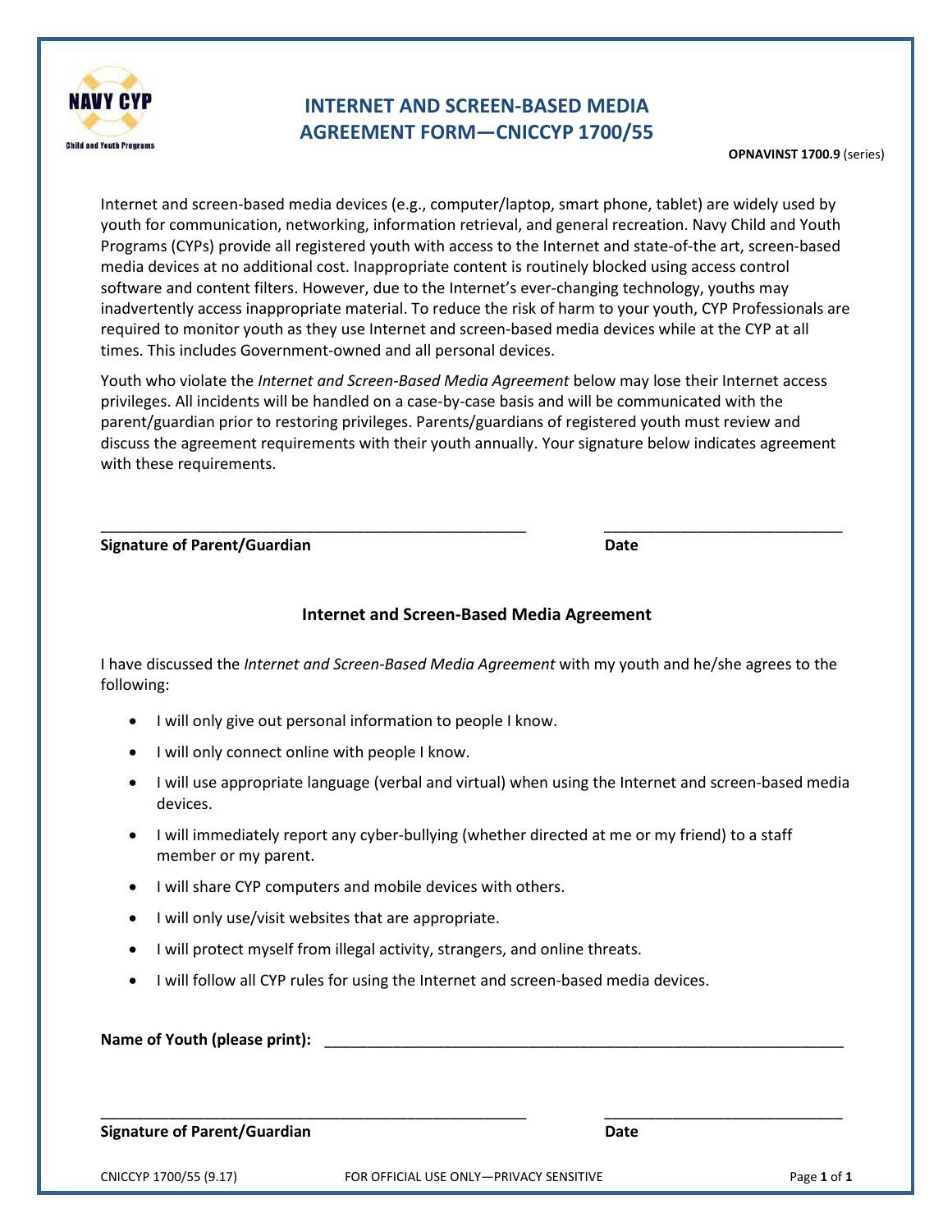# INTERNET AND SCREEN-BASED MEDIA AGREEMENT FORM—CNICCYP 1700/55

**OPNAVINST 1700.9** (series)

Internet and screen-based media devices (e.g., computer/laptop, smart phone, tablet) are widely used by youth for communication, networking, information retrieval, and general recreation. Navy Child and Youth Programs (CYPs) provide all registered youth with access to the Internet and state-of-the art, screen-based media devices at no additional cost. Inappropriate content is routinely blocked using access control software and content filters. However, due to the Internet's ever-changing technology, youths may inadvertently access inappropriate material. To reduce the risk of harm to your youth, CYP Professionals are required to monitor youth as they use Internet and screen-based media devices while at the CYP at all times. This includes Government-owned and all personal devices.

Youth who violate the *Internet and Screen-Based Media Agreement* below may lose their Internet access privileges. All incidents will be handled on a case-by-case basis and will be communicated with the parent/guardian prior to restoring privileges. Parents/guardians of registered youth must review and discuss the agreement requirements with their youth annually. Your signature below indicates agreement with these requirements.

\_\_\_\_\_\_\_\_\_\_\_\_\_\_\_\_\_\_\_\_\_\_\_\_\_\_\_\_\_\_\_\_\_\_\_\_\_\_\_\_\_\_\_\_\_\_\_\_ \_\_\_\_\_\_\_\_\_\_\_\_\_\_\_\_\_\_\_\_\_\_\_\_\_\_\_\_

**Signature of Parent/Guardian** **Date**

### Internet and Screen-Based Media Agreement

I have discussed the *Internet and Screen-Based Media Agreement* with my youth and he/she agrees to the following:

- I will only give out personal information to people I know.
- I will only connect online with people I know.
- I will use appropriate language (verbal and virtual) when using the Internet and screen-based media devices.
- I will immediately report any cyber-bullying (whether directed at me or my friend) to a staff member or my parent.
- I will share CYP computers and mobile devices with others.
- I will only use/visit websites that are appropriate.
- I will protect myself from illegal activity, strangers, and online threats.
- I will follow all CYP rules for using the Internet and screen-based media devices.

**Name of Youth (please print):** \_\_\_\_\_\_\_\_\_\_\_\_\_\_\_\_\_\_\_\_\_\_\_\_\_\_\_\_\_\_\_\_\_\_\_\_\_\_\_\_\_\_\_\_\_\_\_\_\_\_\_\_\_\_\_\_\_\_

\_\_\_\_\_\_\_\_\_\_\_\_\_\_\_\_\_\_\_\_\_\_\_\_\_\_\_\_\_\_\_\_\_\_\_\_\_\_\_\_\_\_\_\_\_\_\_\_ \_\_\_\_\_\_\_\_\_\_\_\_\_\_\_\_\_\_\_\_\_\_\_\_\_\_\_\_

**Signature of Parent/Guardian** **Date**

CNICCYP 1700/55 (9.17) FOR OFFICIAL USE ONLY—PRIVACY SENSITIVE